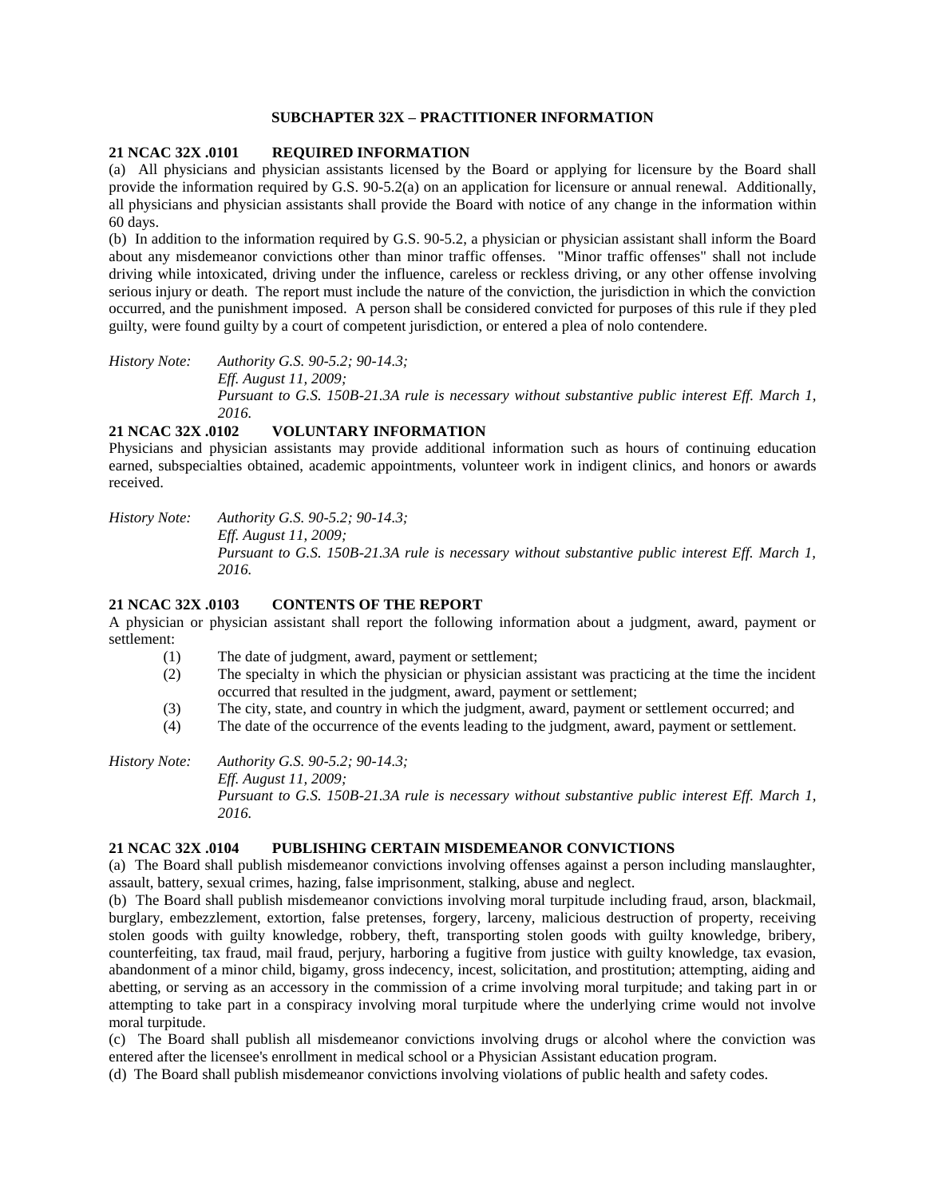## SUBCHAPTER 32X – PRACTITIONER INFORMATION

### 21 NCAC 32X .0101 REQUIRED INFORMATION

(a) All physicians and physician assistants licensed by the Board or applying for licensure by the Board shall provide the information required by G.S. 90-5.2(a) on an application for licensure or annual renewal. Additionally, all physicians and physician assistants shall provide the Board with notice of any change in the information within 60 days.

(b) In addition to the information required by G.S. 90-5.2, a physician or physician assistant shall inform the Board about any misdemeanor convictions other than minor traffic offenses. "Minor traffic offenses" shall not include driving while intoxicated, driving under the influence, careless or reckless driving, or any other offense involving serious injury or death. The report must include the nature of the conviction, the jurisdiction in which the conviction occurred, and the punishment imposed. A person shall be considered convicted for purposes of this rule if they pled guilty, were found guilty by a court of competent jurisdiction, or entered a plea of nolo contendere.

*History Note: Authority G.S. 90-5.2; 90-14.3;*
*Eff. August 11, 2009;*
*Pursuant to G.S. 150B-21.3A rule is necessary without substantive public interest Eff. March 1, 2016.*

### 21 NCAC 32X .0102 VOLUNTARY INFORMATION

Physicians and physician assistants may provide additional information such as hours of continuing education earned, subspecialties obtained, academic appointments, volunteer work in indigent clinics, and honors or awards received.

*History Note: Authority G.S. 90-5.2; 90-14.3;*
*Eff. August 11, 2009;*
*Pursuant to G.S. 150B-21.3A rule is necessary without substantive public interest Eff. March 1, 2016.*

### 21 NCAC 32X .0103 CONTENTS OF THE REPORT

A physician or physician assistant shall report the following information about a judgment, award, payment or settlement:

(1) The date of judgment, award, payment or settlement;
(2) The specialty in which the physician or physician assistant was practicing at the time the incident occurred that resulted in the judgment, award, payment or settlement;
(3) The city, state, and country in which the judgment, award, payment or settlement occurred; and
(4) The date of the occurrence of the events leading to the judgment, award, payment or settlement.

*History Note: Authority G.S. 90-5.2; 90-14.3;*
*Eff. August 11, 2009;*
*Pursuant to G.S. 150B-21.3A rule is necessary without substantive public interest Eff. March 1, 2016.*

### 21 NCAC 32X .0104 PUBLISHING CERTAIN MISDEMEANOR CONVICTIONS

(a) The Board shall publish misdemeanor convictions involving offenses against a person including manslaughter, assault, battery, sexual crimes, hazing, false imprisonment, stalking, abuse and neglect.

(b) The Board shall publish misdemeanor convictions involving moral turpitude including fraud, arson, blackmail, burglary, embezzlement, extortion, false pretenses, forgery, larceny, malicious destruction of property, receiving stolen goods with guilty knowledge, robbery, theft, transporting stolen goods with guilty knowledge, bribery, counterfeiting, tax fraud, mail fraud, perjury, harboring a fugitive from justice with guilty knowledge, tax evasion, abandonment of a minor child, bigamy, gross indecency, incest, solicitation, and prostitution; attempting, aiding and abetting, or serving as an accessory in the commission of a crime involving moral turpitude; and taking part in or attempting to take part in a conspiracy involving moral turpitude where the underlying crime would not involve moral turpitude.

(c) The Board shall publish all misdemeanor convictions involving drugs or alcohol where the conviction was entered after the licensee's enrollment in medical school or a Physician Assistant education program.

(d) The Board shall publish misdemeanor convictions involving violations of public health and safety codes.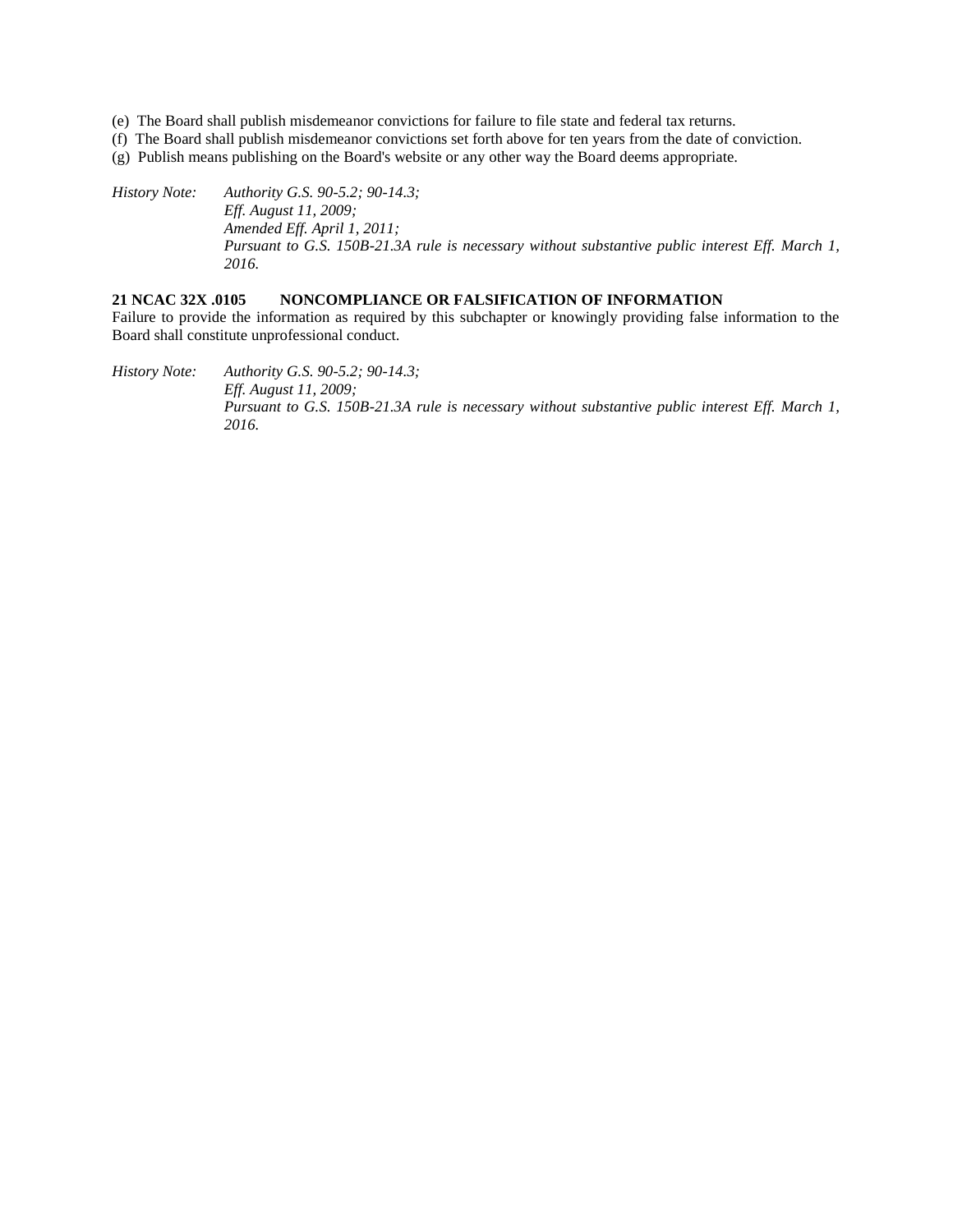(e) The Board shall publish misdemeanor convictions for failure to file state and federal tax returns.

(f) The Board shall publish misdemeanor convictions set forth above for ten years from the date of conviction.

(g) Publish means publishing on the Board's website or any other way the Board deems appropriate.

*History Note: Authority G.S. 90-5.2; 90-14.3;*
*Eff. August 11, 2009;*
*Amended Eff. April 1, 2011;*
*Pursuant to G.S. 150B-21.3A rule is necessary without substantive public interest Eff. March 1, 2016.*

**21 NCAC 32X .0105 NONCOMPLIANCE OR FALSIFICATION OF INFORMATION**

Failure to provide the information as required by this subchapter or knowingly providing false information to the Board shall constitute unprofessional conduct.

*History Note: Authority G.S. 90-5.2; 90-14.3;*
*Eff. August 11, 2009;*
*Pursuant to G.S. 150B-21.3A rule is necessary without substantive public interest Eff. March 1, 2016.*